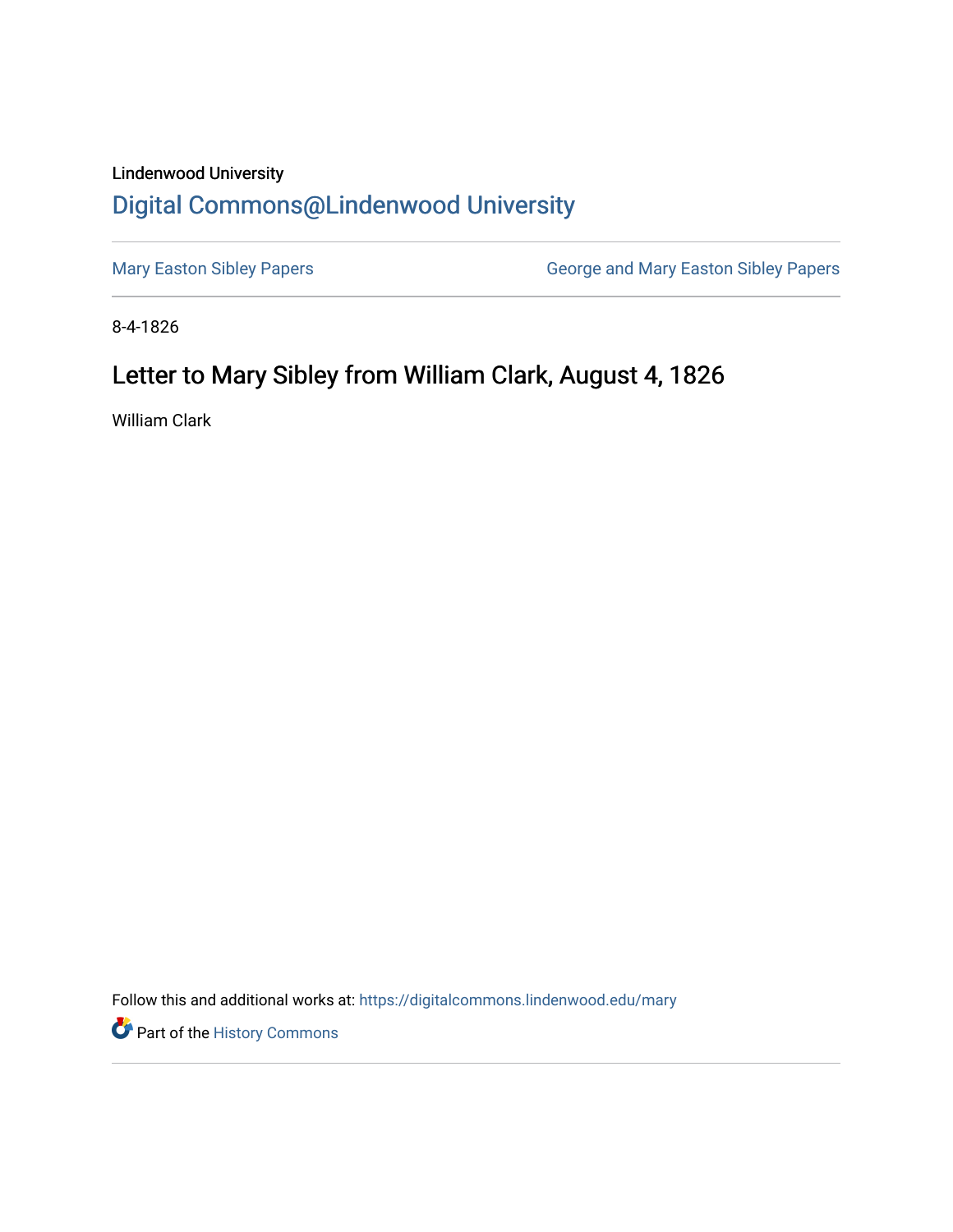Lindenwood University

## Digital Commons@Lindenwood University

Mary Easton Sibley Papers | George and Mary Easton Sibley Papers

8-4-1826

# Letter to Mary Sibley from William Clark, August 4, 1826

William Clark

Follow this and additional works at: https://digitalcommons.lindenwood.edu/mary

Part of the History Commons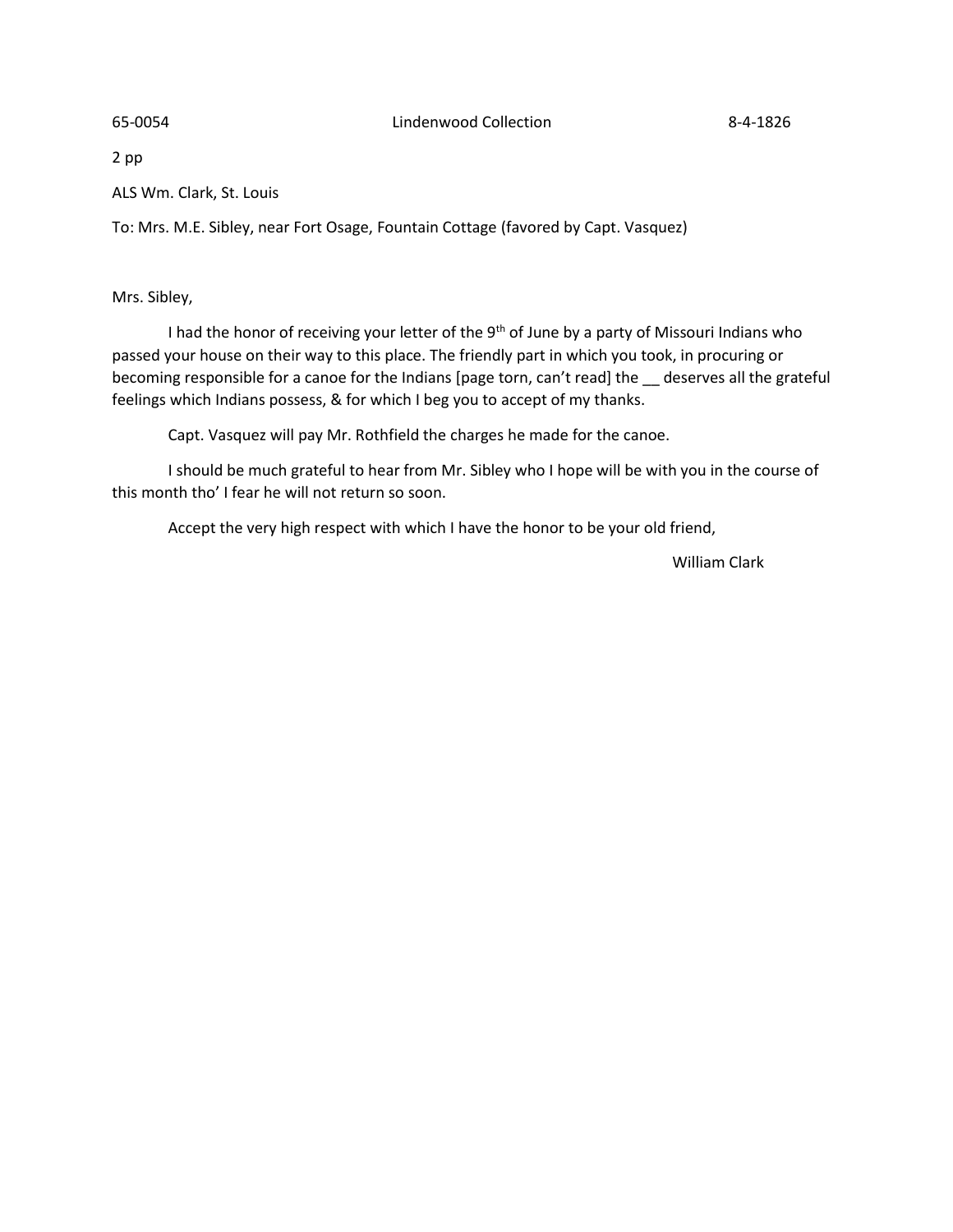65-0054 Lindenwood Collection 8-4-1826

2 pp

ALS Wm. Clark, St. Louis

To: Mrs. M.E. Sibley, near Fort Osage, Fountain Cottage (favored by Capt. Vasquez)

Mrs. Sibley,

I had the honor of receiving your letter of the 9th of June by a party of Missouri Indians who passed your house on their way to this place. The friendly part in which you took, in procuring or becoming responsible for a canoe for the Indians [page torn, can't read] the __ deserves all the grateful feelings which Indians possess, & for which I beg you to accept of my thanks.

Capt. Vasquez will pay Mr. Rothfield the charges he made for the canoe.

I should be much grateful to hear from Mr. Sibley who I hope will be with you in the course of this month tho' I fear he will not return so soon.

Accept the very high respect with which I have the honor to be your old friend,

William Clark